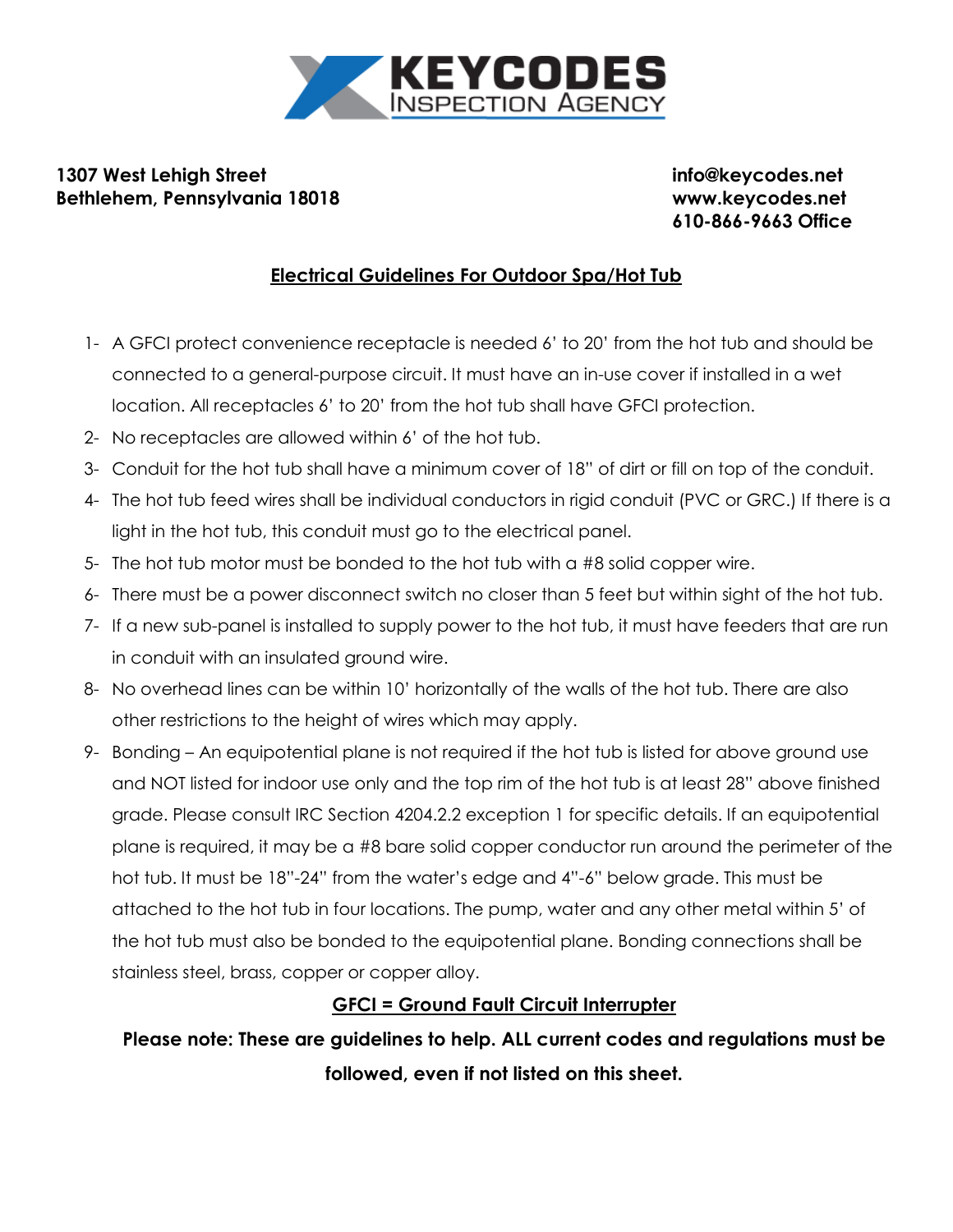# KEYCODES INSPECTION AGENCY

**1307 West Lehigh Street**
**Bethlehem, Pennsylvania 18018**

**info@keycodes.net**
**www.keycodes.net**
**610-866-9663 Office**

## Electrical Guidelines For Outdoor Spa/Hot Tub

1- A GFCI protect convenience receptacle is needed 6' to 20' from the hot tub and should be connected to a general-purpose circuit. It must have an in-use cover if installed in a wet location. All receptacles 6' to 20' from the hot tub shall have GFCI protection.

2- No receptacles are allowed within 6' of the hot tub.

3- Conduit for the hot tub shall have a minimum cover of 18" of dirt or fill on top of the conduit.

4- The hot tub feed wires shall be individual conductors in rigid conduit (PVC or GRC.) If there is a light in the hot tub, this conduit must go to the electrical panel.

5- The hot tub motor must be bonded to the hot tub with a #8 solid copper wire.

6- There must be a power disconnect switch no closer than 5 feet but within sight of the hot tub.

7- If a new sub-panel is installed to supply power to the hot tub, it must have feeders that are run in conduit with an insulated ground wire.

8- No overhead lines can be within 10' horizontally of the walls of the hot tub. There are also other restrictions to the height of wires which may apply.

9- Bonding – An equipotential plane is not required if the hot tub is listed for above ground use and NOT listed for indoor use only and the top rim of the hot tub is at least 28" above finished grade. Please consult IRC Section 4204.2.2 exception 1 for specific details. If an equipotential plane is required, it may be a #8 bare solid copper conductor run around the perimeter of the hot tub. It must be 18"-24" from the water's edge and 4"-6" below grade. This must be attached to the hot tub in four locations. The pump, water and any other metal within 5' of the hot tub must also be bonded to the equipotential plane. Bonding connections shall be stainless steel, brass, copper or copper alloy.

**GFCI = Ground Fault Circuit Interrupter**

**Please note: These are guidelines to help. ALL current codes and regulations must be followed, even if not listed on this sheet.**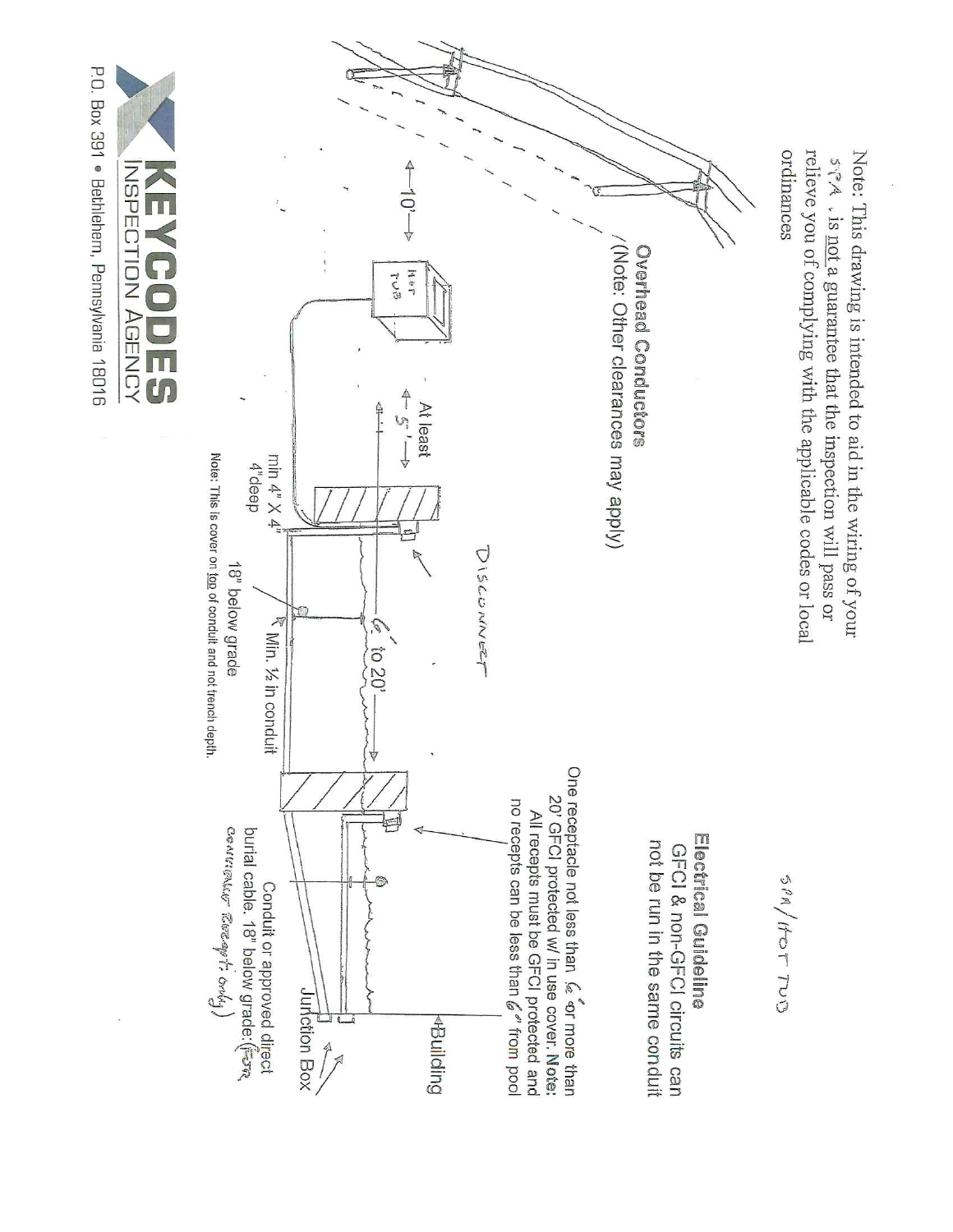Note: This drawing is intended to aid in the wiring of your SPA, is not a guarantee that the inspection will pass or relieve you of complying with the applicable codes or local ordinances

SPA/HOT TUB

Overhead Conductors
(Note: Other clearances may apply)

10'

HOT TUB

At least 5'

DISCONNECT

6' to 20'

min 4" X 4" 4" deep

Min. ½ in conduit

18" below grade

Note: This is cover on top of conduit and not trench depth.

**Electrical Guideline**
GFCI & non-GFCI circuits can not be run in the same conduit

One receptacle not less than 6' or more than 20' GFCI protected w/ in use cover. Note: All receptacles must be GFCI protected and no recepts can be less than 6' from pool

Building

Junction Box

Conduit or approved direct burial cable. 18" below grade: (For convenience Recept. only)

**KEYCODES**
INSPECTION AGENCY

P.O. Box 391 • Bethlehem, Pennsylvania 18016